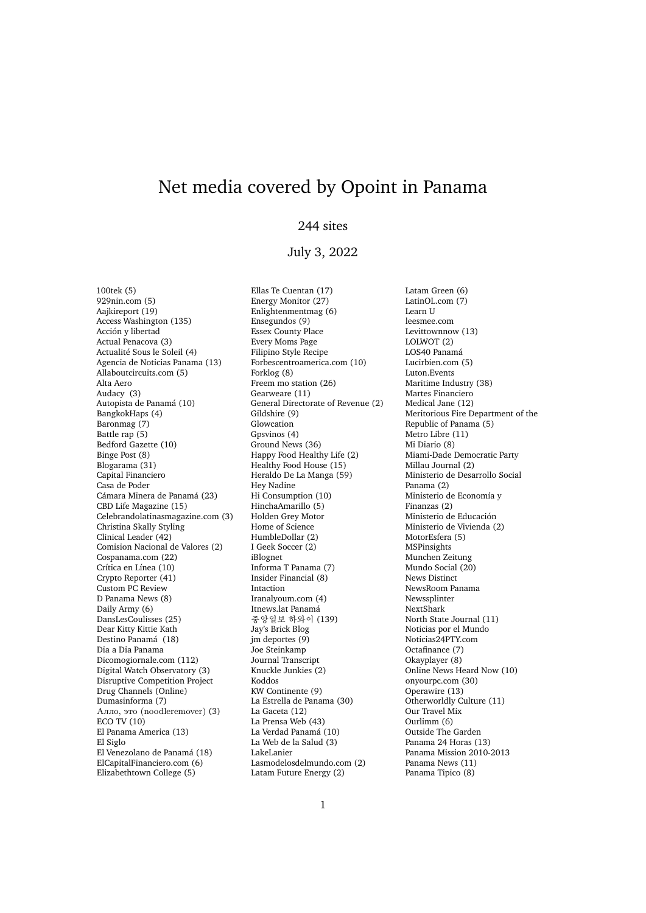# Net media covered by Opoint in Panama

244 sites

July 3, 2022

100tek (5)
929nin.com (5)
Aajkireport (19)
Access Washington (135)
Acción y libertad
Actual Penacova (3)
Actualité Sous le Soleil (4)
Agencia de Noticias Panama (13)
Allaboutcircuits.com (5)
Alta Aero
Audacy (3)
Autopista de Panamá (10)
BangkokHaps (4)
Baronmag (7)
Battle rap (5)
Bedford Gazette (10)
Binge Post (8)
Blogarama (31)
Capital Financiero
Casa de Poder
Cámara Minera de Panamá (23)
CBD Life Magazine (15)
Celebrandolatinasmagazine.com (3)
Christina Skally Styling
Clinical Leader (42)
Comision Nacional de Valores (2)
Cospanama.com (22)
Crítica en Línea (10)
Crypto Reporter (41)
Custom PC Review
D Panama News (8)
Daily Army (6)
DansLesCoulisses (25)
Dear Kitty Kittie Kath
Destino Panamá (18)
Dia a Dia Panama
Dicomogiornale.com (112)
Digital Watch Observatory (3)
Disruptive Competition Project
Drug Channels (Online)
Dumasinforma (7)
Алло, это (noodleremover) (3)
ECO TV (10)
El Panama America (13)
El Siglo
El Venezolano de Panamá (18)
ElCapitalFinanciero.com (6)
Elizabethtown College (5)
Ellas Te Cuentan (17)
Energy Monitor (27)
Enlightenmentmag (6)
Ensegundos (9)
Essex County Place
Every Moms Page
Filipino Style Recipe
Forbescentroamerica.com (10)
Forklog (8)
Freem mo station (26)
Gearweare (11)
General Directorate of Revenue (2)
Gildshire (9)
Glowcation
Gpsvinos (4)
Ground News (36)
Happy Food Healthy Life (2)
Healthy Food House (15)
Heraldo De La Manga (59)
Hey Nadine
Hi Consumption (10)
HinchaAmarillo (5)
Holden Grey Motor
Home of Science
HumbleDollar (2)
I Geek Soccer (2)
iBlognet
Informa T Panama (7)
Insider Financial (8)
Intaction
Iranalyoum.com (4)
Itnews.lat Panamá
중앙일보 하와이 (139)
Jay's Brick Blog
jm deportes (9)
Joe Steinkamp
Journal Transcript
Knuckle Junkies (2)
Koddos
KW Continente (9)
La Estrella de Panama (30)
La Gaceta (12)
La Prensa Web (43)
La Verdad Panamá (10)
La Web de la Salud (3)
LakeLanier
Lasmodelosdelmundo.com (2)
Latam Future Energy (2)
Latam Green (6)
LatinOL.com (7)
Learn U
leesmee.com
Levittownnow (13)
LOLWOT (2)
LOS40 Panamá
Lucirbien.com (5)
Luton.Events
Maritime Industry (38)
Martes Financiero
Medical Jane (12)
Meritorious Fire Department of the Republic of Panama (5)
Metro Libre (11)
Mi Diario (8)
Miami-Dade Democratic Party
Millau Journal (2)
Ministerio de Desarrollo Social Panama (2)
Ministerio de Economía y Finanzas (2)
Ministerio de Educación
Ministerio de Vivienda (2)
MotorEsfera (5)
MSPinsights
Munchen Zeitung
Mundo Social (20)
News Distinct
NewsRoom Panama
Newssplinter
NextShark
North State Journal (11)
Noticias por el Mundo
Noticias24PTY.com
Octafinance (7)
Okayplayer (8)
Online News Heard Now (10)
onyourpc.com (30)
Operawire (13)
Otherworldly Culture (11)
Our Travel Mix
Ourlimm (6)
Outside The Garden
Panama 24 Horas (13)
Panama Mission 2010-2013
Panama News (11)
Panama Tipico (8)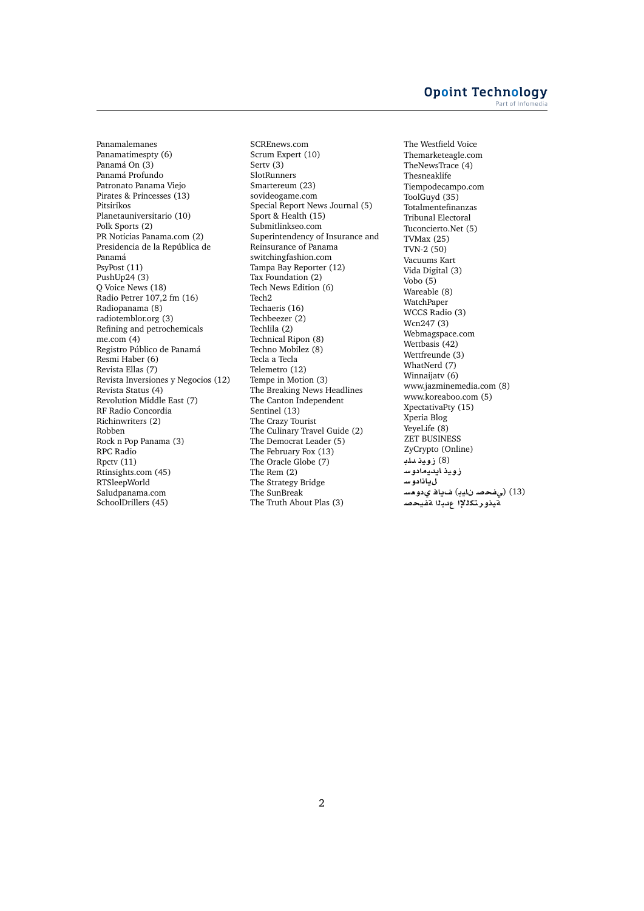Panamalemanes
Panamatimespty (6)
Panamá On (3)
Panamá Profundo
Patronato Panama Viejo
Pirates & Princesses (13)
Pitsirikos
Planetauniversitario (10)
Polk Sports (2)
PR Noticias Panama.com (2)
Presidencia de la República de Panamá
PsyPost (11)
PushUp24 (3)
Q Voice News (18)
Radio Petrer 107,2 fm (16)
Radiopanama (8)
radiotemblor.org (3)
Refining and petrochemicals me.com (4)
Registro Público de Panamá
Resmi Haber (6)
Revista Ellas (7)
Revista Inversiones y Negocios (12)
Revista Status (4)
Revolution Middle East (7)
RF Radio Concordia
Richinwriters (2)
Robben
Rock n Pop Panama (3)
RPC Radio
Rpctv (11)
Rtinsights.com (45)
RTSleepWorld
Saludpanama.com
SchoolDrillers (45)
SCREnews.com
Scrum Expert (10)
Sertv (3)
SlotRunners
Smartereum (23)
sovideogame.com
Special Report News Journal (5)
Sport & Health (15)
Submitlinkseo.com
Superintendency of Insurance and Reinsurance of Panama
switchingfashion.com
Tampa Bay Reporter (12)
Tax Foundation (2)
Tech News Edition (6)
Tech2
Techaeris (16)
Techbeezer (2)
Techlila (2)
Technical Ripon (8)
Techno Mobilez (8)
Tecla a Tecla
Telemetro (12)
Tempe in Motion (3)
The Breaking News Headlines
The Canton Independent Sentinel (13)
The Crazy Tourist
The Culinary Travel Guide (2)
The Democrat Leader (5)
The February Fox (13)
The Oracle Globe (7)
The Rem (2)
The Strategy Bridge
The SunBreak
The Truth About Plas (3)
The Westfield Voice
Themarketeagle.com
TheNewsTrace (4)
Thesneaklife
Tiempodecampo.com
ToolGuyd (35)
Totalmentefinanzas
Tribunal Electoral
Tuconcierto.Net (5)
TVMax (25)
TVN-2 (50)
Vacuums Kart
Vida Digital (3)
Vobo (5)
Wareable (8)
WatchPaper
WCCS Radio (3)
Wcn247 (3)
Webmagspace.com
Wettbasis (42)
Wettfreunde (3)
WhatNerd (7)
Winnaijatv (6)
www.jazminemedia.com (8)
www.koreaboo.com (5)
XpectativaPty (15)
Xperia Blog
YeyeLife (8)
ZET BUSINESS
ZyCrypto (Online)
زويذ دلب (8)
زويذ ايديمادوس
ليانادوس
(13) (يفحص نايب) فياق يدوعس
ةيذورتكللإا عدبلا ةفيحص